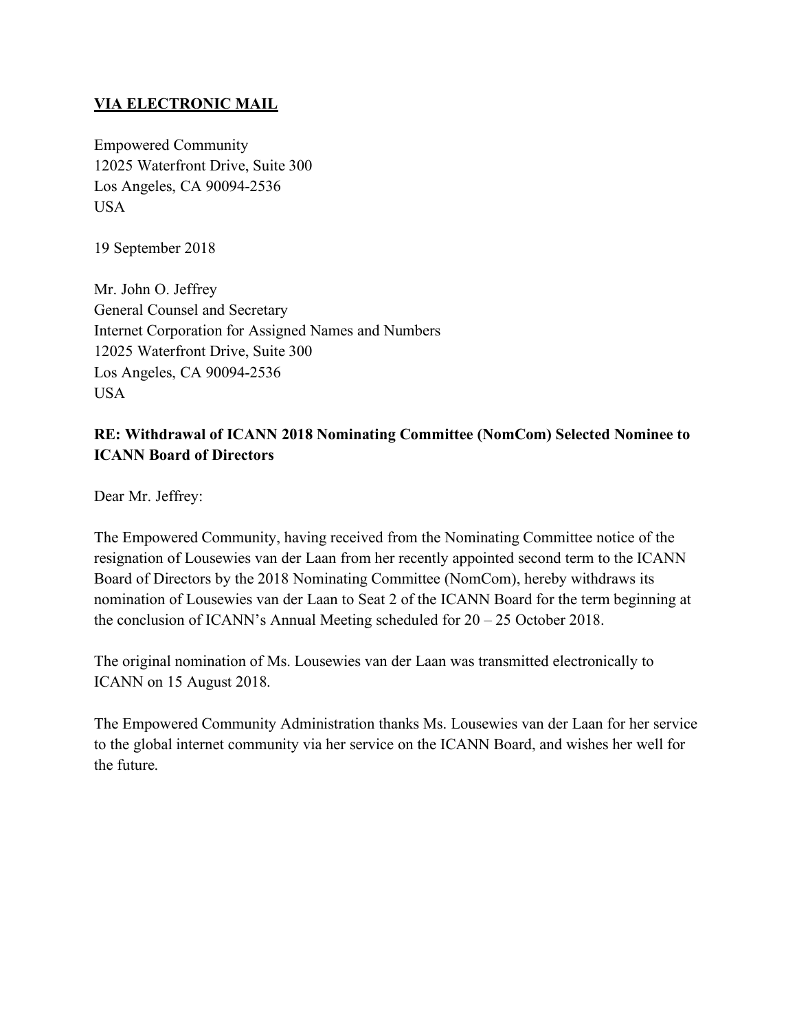**VIA ELECTRONIC MAIL**

Empowered Community
12025 Waterfront Drive, Suite 300
Los Angeles, CA 90094-2536
USA

19 September 2018

Mr. John O. Jeffrey
General Counsel and Secretary
Internet Corporation for Assigned Names and Numbers
12025 Waterfront Drive, Suite 300
Los Angeles, CA 90094-2536
USA

**RE: Withdrawal of ICANN 2018 Nominating Committee (NomCom) Selected Nominee to ICANN Board of Directors**

Dear Mr. Jeffrey:

The Empowered Community, having received from the Nominating Committee notice of the resignation of Lousewies van der Laan from her recently appointed second term to the ICANN Board of Directors by the 2018 Nominating Committee (NomCom), hereby withdraws its nomination of Lousewies van der Laan to Seat 2 of the ICANN Board for the term beginning at the conclusion of ICANN's Annual Meeting scheduled for 20 – 25 October 2018.

The original nomination of Ms. Lousewies van der Laan was transmitted electronically to ICANN on 15 August 2018.

The Empowered Community Administration thanks Ms. Lousewies van der Laan for her service to the global internet community via her service on the ICANN Board, and wishes her well for the future.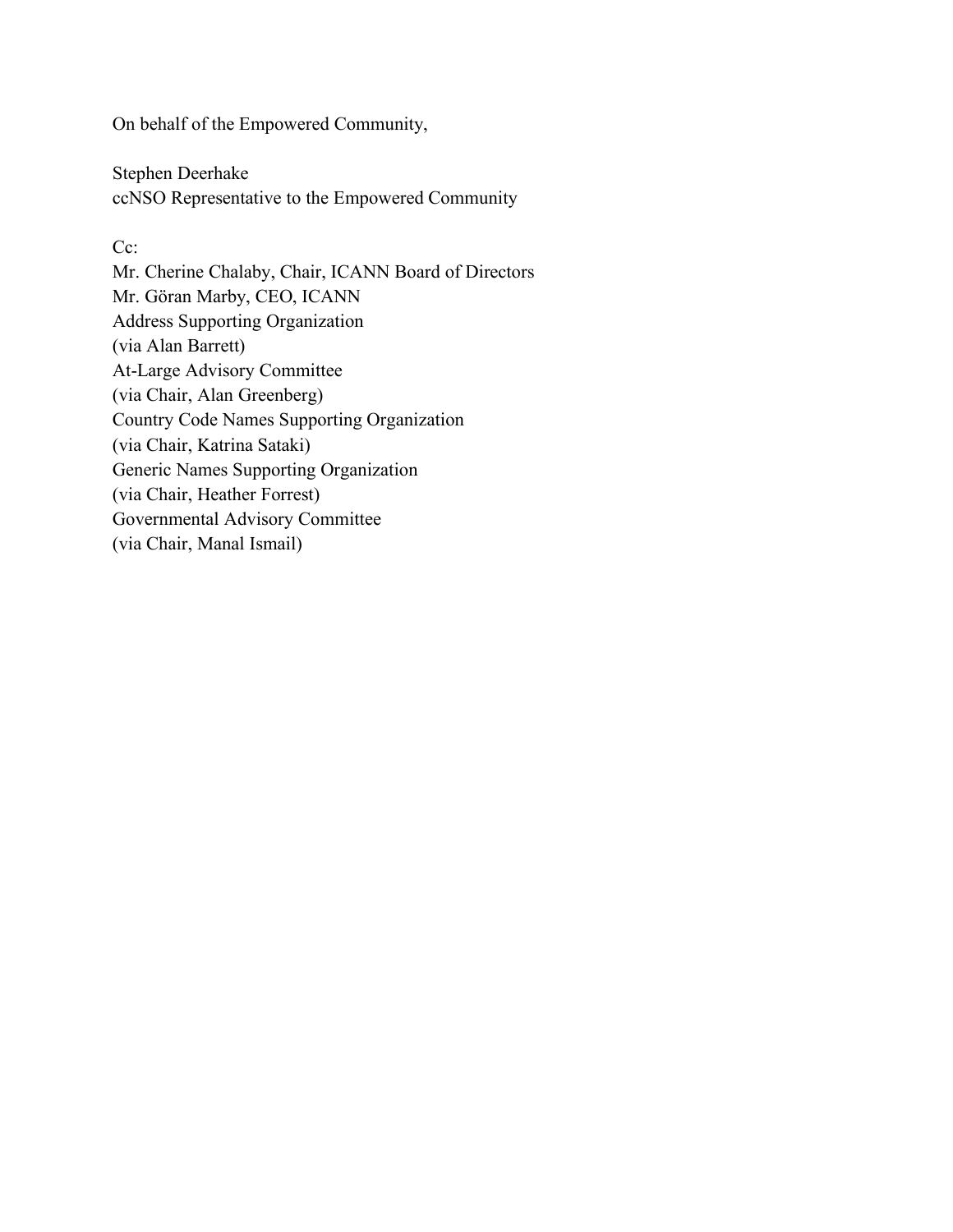On behalf of the Empowered Community,

Stephen Deerhake
ccNSO Representative to the Empowered Community

Cc:
Mr. Cherine Chalaby, Chair, ICANN Board of Directors
Mr. Göran Marby, CEO, ICANN
Address Supporting Organization
(via Alan Barrett)
At-Large Advisory Committee
(via Chair, Alan Greenberg)
Country Code Names Supporting Organization
(via Chair, Katrina Sataki)
Generic Names Supporting Organization
(via Chair, Heather Forrest)
Governmental Advisory Committee
(via Chair, Manal Ismail)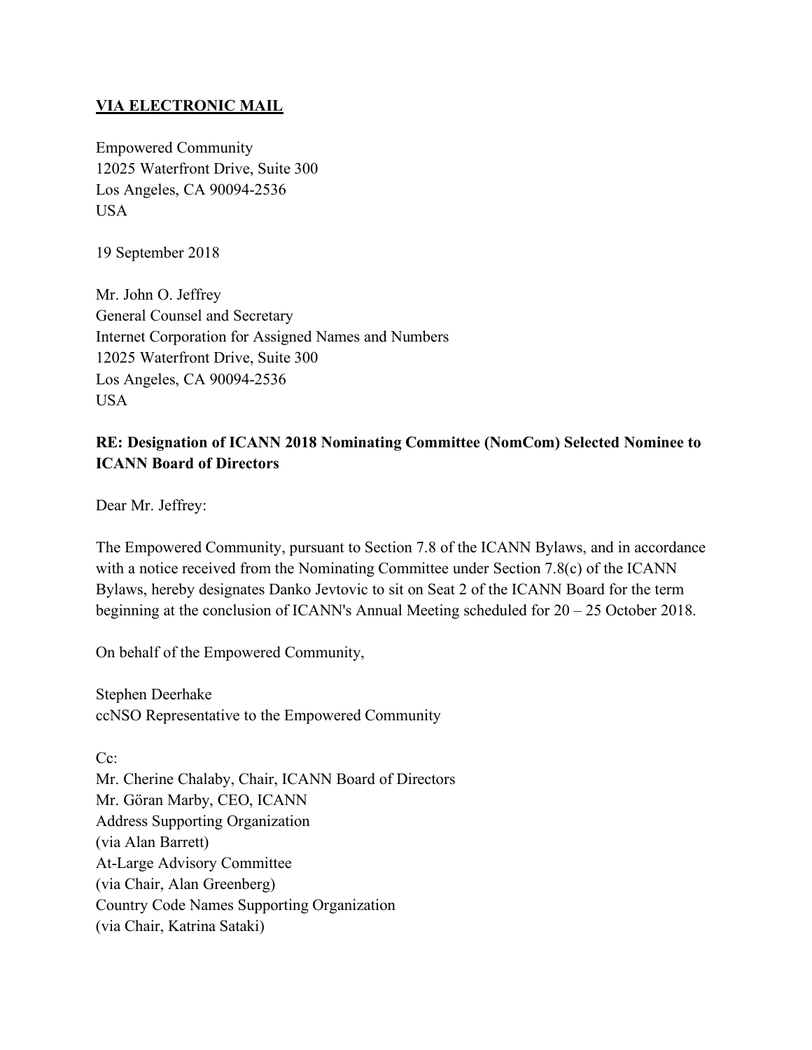**VIA ELECTRONIC MAIL**

Empowered Community
12025 Waterfront Drive, Suite 300
Los Angeles, CA 90094-2536
USA

19 September 2018

Mr. John O. Jeffrey
General Counsel and Secretary
Internet Corporation for Assigned Names and Numbers
12025 Waterfront Drive, Suite 300
Los Angeles, CA 90094-2536
USA

**RE: Designation of ICANN 2018 Nominating Committee (NomCom) Selected Nominee to ICANN Board of Directors**

Dear Mr. Jeffrey:

The Empowered Community, pursuant to Section 7.8 of the ICANN Bylaws, and in accordance with a notice received from the Nominating Committee under Section 7.8(c) of the ICANN Bylaws, hereby designates Danko Jevtovic to sit on Seat 2 of the ICANN Board for the term beginning at the conclusion of ICANN's Annual Meeting scheduled for 20 – 25 October 2018.

On behalf of the Empowered Community,

Stephen Deerhake
ccNSO Representative to the Empowered Community

Cc:
Mr. Cherine Chalaby, Chair, ICANN Board of Directors
Mr. Göran Marby, CEO, ICANN
Address Supporting Organization
(via Alan Barrett)
At-Large Advisory Committee
(via Chair, Alan Greenberg)
Country Code Names Supporting Organization
(via Chair, Katrina Sataki)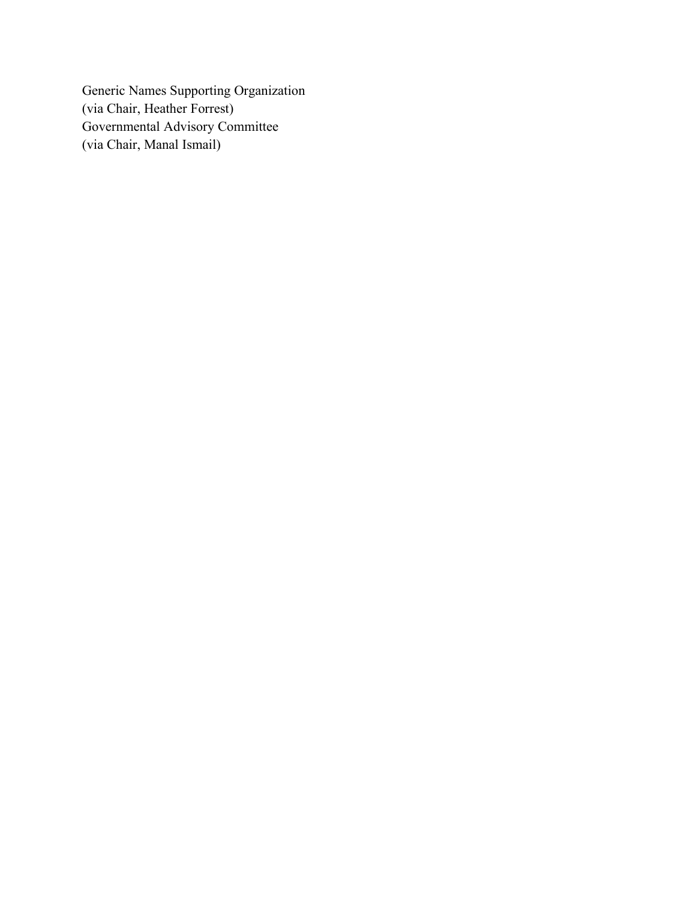Generic Names Supporting Organization
(via Chair, Heather Forrest)
Governmental Advisory Committee
(via Chair, Manal Ismail)